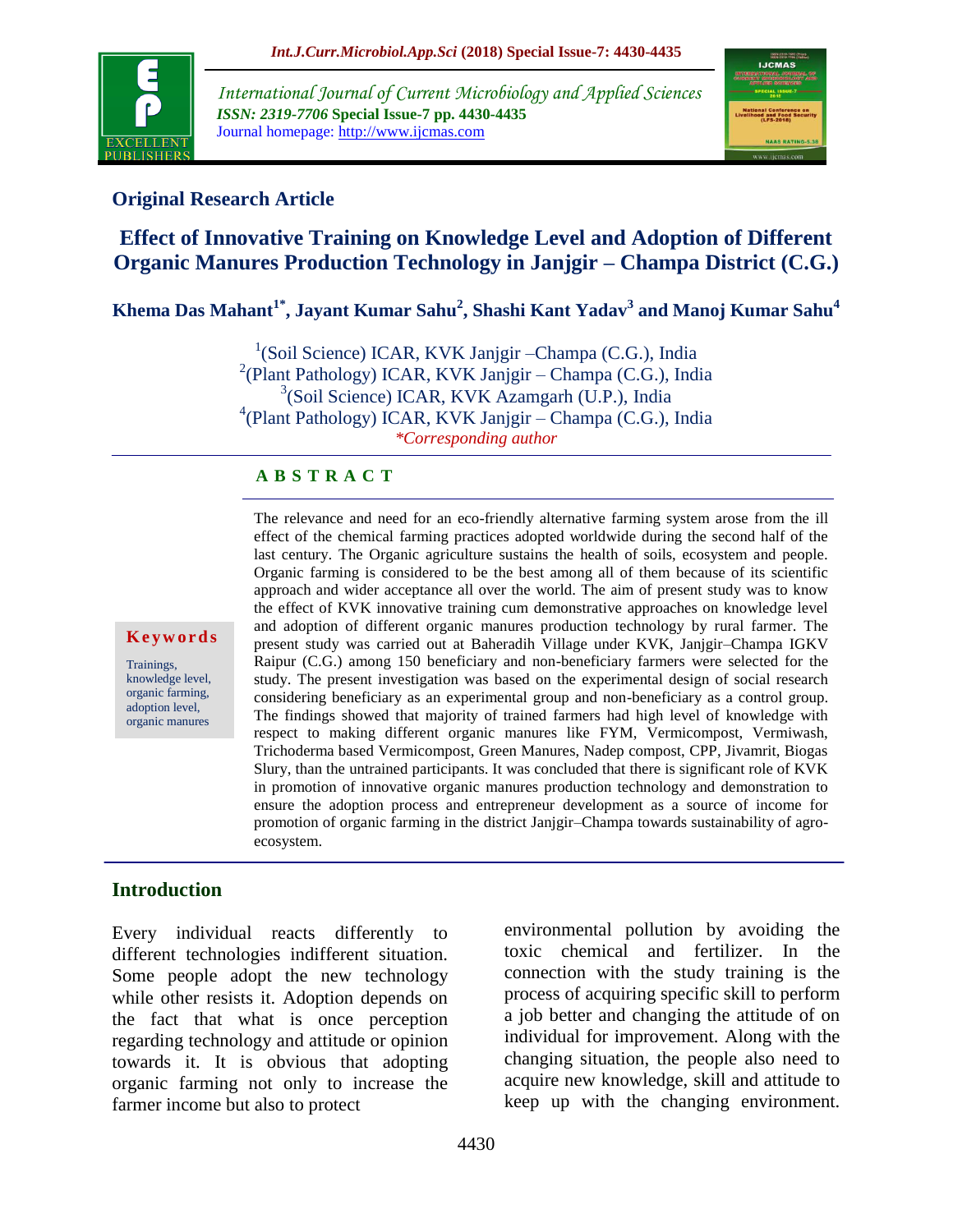## Original Research Article

# Effect of Innovative Training on Knowledge Level and Adoption of Different Organic Manures Production Technology in Janjgir – Champa District (C.G.)

**Khema Das Mahant[1*], Jayant Kumar Sahu[2], Shashi Kant Yadav[3] and Manoj Kumar Sahu[4]**

[1](Soil Science) ICAR, KVK Janjgir –Champa (C.G.), India
[2](Plant Pathology) ICAR, KVK Janjgir – Champa (C.G.), India
[3](Soil Science) ICAR, KVK Azamgarh (U.P.), India
[4](Plant Pathology) ICAR, KVK Janjgir – Champa (C.G.), India
*\*Corresponding author*

### ABSTRACT

The relevance and need for an eco-friendly alternative farming system arose from the ill effect of the chemical farming practices adopted worldwide during the second half of the last century. The Organic agriculture sustains the health of soils, ecosystem and people. Organic farming is considered to be the best among all of them because of its scientific approach and wider acceptance all over the world. The aim of present study was to know the effect of KVK innovative training cum demonstrative approaches on knowledge level and adoption of different organic manures production technology by rural farmer. The present study was carried out at Baheradih Village under KVK, Janjgir–Champa IGKV Raipur (C.G.) among 150 beneficiary and non-beneficiary farmers were selected for the study. The present investigation was based on the experimental design of social research considering beneficiary as an experimental group and non-beneficiary as a control group. The findings showed that majority of trained farmers had high level of knowledge with respect to making different organic manures like FYM, Vermicompost, Vermiwash, Trichoderma based Vermicompost, Green Manures, Nadep compost, CPP, Jivamrit, Biogas Slury, than the untrained participants. It was concluded that there is significant role of KVK in promotion of innovative organic manures production technology and demonstration to ensure the adoption process and entrepreneur development as a source of income for promotion of organic farming in the district Janjgir–Champa towards sustainability of agro-ecosystem.

**Keywords**

Trainings, knowledge level, organic farming, adoption level, organic manures

## Introduction

Every individual reacts differently to different technologies indifferent situation. Some people adopt the new technology while other resists it. Adoption depends on the fact that what is once perception regarding technology and attitude or opinion towards it. It is obvious that adopting organic farming not only to increase the farmer income but also to protect environmental pollution by avoiding the toxic chemical and fertilizer. In the connection with the study training is the process of acquiring specific skill to perform a job better and changing the attitude of on individual for improvement. Along with the changing situation, the people also need to acquire new knowledge, skill and attitude to keep up with the changing environment.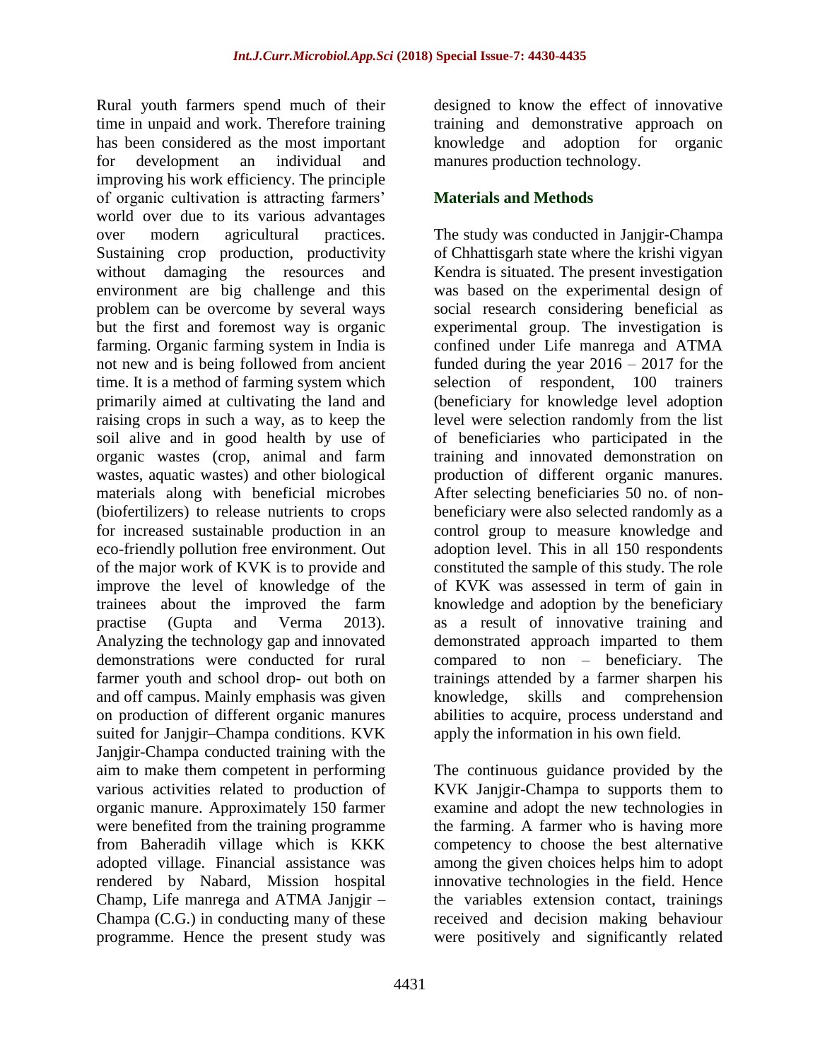Rural youth farmers spend much of their time in unpaid and work. Therefore training has been considered as the most important for development an individual and improving his work efficiency. The principle of organic cultivation is attracting farmers' world over due to its various advantages over modern agricultural practices. Sustaining crop production, productivity without damaging the resources and environment are big challenge and this problem can be overcome by several ways but the first and foremost way is organic farming. Organic farming system in India is not new and is being followed from ancient time. It is a method of farming system which primarily aimed at cultivating the land and raising crops in such a way, as to keep the soil alive and in good health by use of organic wastes (crop, animal and farm wastes, aquatic wastes) and other biological materials along with beneficial microbes (biofertilizers) to release nutrients to crops for increased sustainable production in an eco-friendly pollution free environment. Out of the major work of KVK is to provide and improve the level of knowledge of the trainees about the improved the farm practise (Gupta and Verma 2013). Analyzing the technology gap and innovated demonstrations were conducted for rural farmer youth and school drop- out both on and off campus. Mainly emphasis was given on production of different organic manures suited for Janjgir–Champa conditions. KVK Janjgir-Champa conducted training with the aim to make them competent in performing various activities related to production of organic manure. Approximately 150 farmer were benefited from the training programme from Baheradih village which is KKK adopted village. Financial assistance was rendered by Nabard, Mission hospital Champ, Life manrega and ATMA Janjgir – Champa (C.G.) in conducting many of these programme. Hence the present study was designed to know the effect of innovative training and demonstrative approach on knowledge and adoption for organic manures production technology.

## Materials and Methods

The study was conducted in Janjgir-Champa of Chhattisgarh state where the krishi vigyan Kendra is situated. The present investigation was based on the experimental design of social research considering beneficial as experimental group. The investigation is confined under Life manrega and ATMA funded during the year 2016 – 2017 for the selection of respondent, 100 trainers (beneficiary for knowledge level adoption level were selection randomly from the list of beneficiaries who participated in the training and innovated demonstration on production of different organic manures. After selecting beneficiaries 50 no. of non-beneficiary were also selected randomly as a control group to measure knowledge and adoption level. This in all 150 respondents constituted the sample of this study. The role of KVK was assessed in term of gain in knowledge and adoption by the beneficiary as a result of innovative training and demonstrated approach imparted to them compared to non – beneficiary. The trainings attended by a farmer sharpen his knowledge, skills and comprehension abilities to acquire, process understand and apply the information in his own field.

The continuous guidance provided by the KVK Janjgir-Champa to supports them to examine and adopt the new technologies in the farming. A farmer who is having more competency to choose the best alternative among the given choices helps him to adopt innovative technologies in the field. Hence the variables extension contact, trainings received and decision making behaviour were positively and significantly related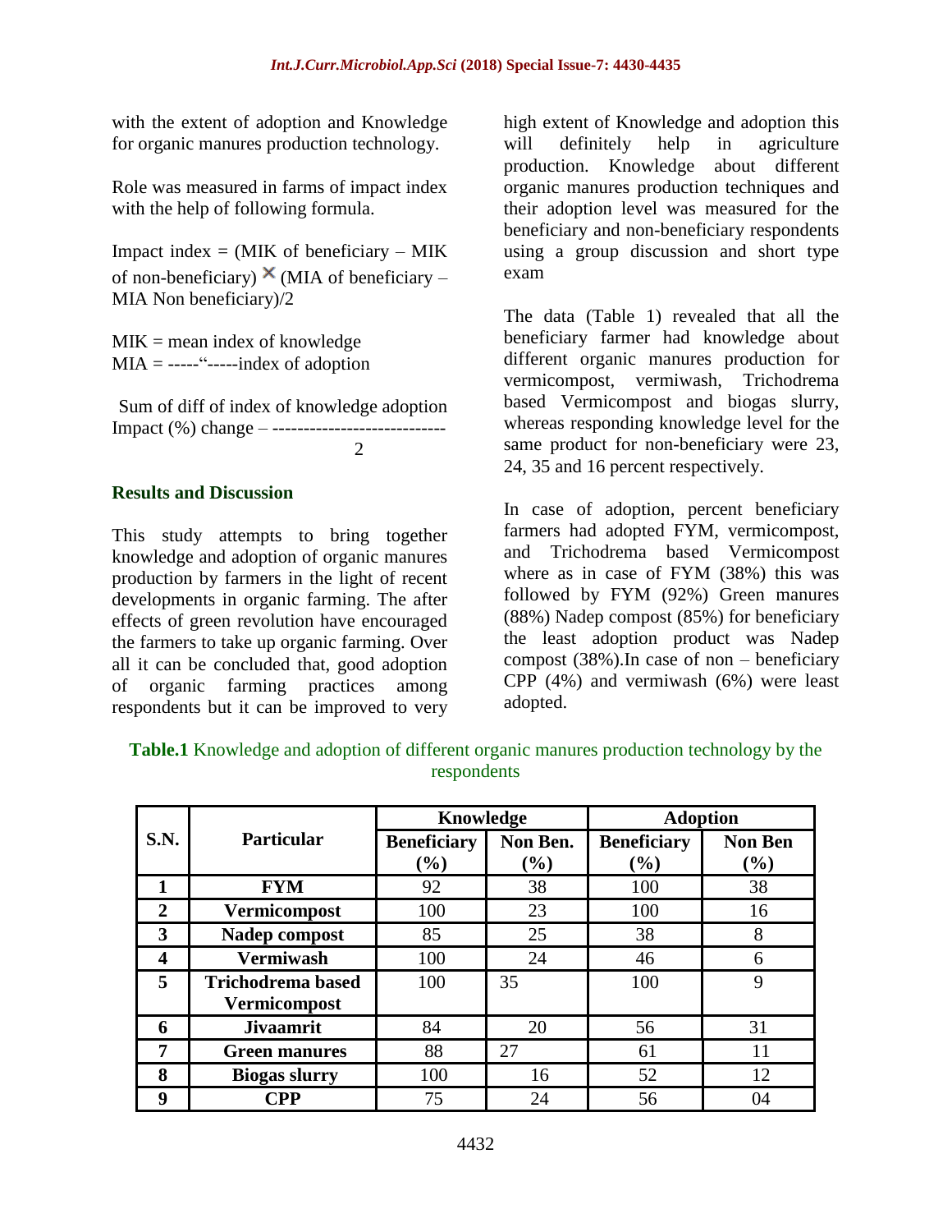with the extent of adoption and Knowledge for organic manures production technology.

Role was measured in farms of impact index with the help of following formula.

Impact index = (MIK of beneficiary – MIK of non-beneficiary) ✕ (MIA of beneficiary – MIA Non beneficiary)/2

MIK = mean index of knowledge
MIA = -----"-----index of adoption

$$\text{Impact (\%) change} = \frac{\text{Sum of diff of index of knowledge adoption}}{2}$$

## Results and Discussion

This study attempts to bring together knowledge and adoption of organic manures production by farmers in the light of recent developments in organic farming. The after effects of green revolution have encouraged the farmers to take up organic farming. Over all it can be concluded that, good adoption of organic farming practices among respondents but it can be improved to very high extent of Knowledge and adoption this will definitely help in agriculture production. Knowledge about different organic manures production techniques and their adoption level was measured for the beneficiary and non-beneficiary respondents using a group discussion and short type exam

The data (Table 1) revealed that all the beneficiary farmer had knowledge about different organic manures production for vermicompost, vermiwash, Trichodrema based Vermicompost and biogas slurry, whereas responding knowledge level for the same product for non-beneficiary were 23, 24, 35 and 16 percent respectively.

In case of adoption, percent beneficiary farmers had adopted FYM, vermicompost, and Trichodrema based Vermicompost where as in case of FYM (38%) this was followed by FYM (92%) Green manures (88%) Nadep compost (85%) for beneficiary the least adoption product was Nadep compost (38%).In case of non – beneficiary CPP (4%) and vermiwash (6%) were least adopted.

**Table.1** Knowledge and adoption of different organic manures production technology by the respondents

| S.N. | Particular | Knowledge | | Adoption | |
|---|---|---|---|---|---|
| | | Beneficiary (%) | Non Ben. (%) | Beneficiary (%) | Non Ben (%) |
| 1 | FYM | 92 | 38 | 100 | 38 |
| 2 | Vermicompost | 100 | 23 | 100 | 16 |
| 3 | Nadep compost | 85 | 25 | 38 | 8 |
| 4 | Vermiwash | 100 | 24 | 46 | 6 |
| 5 | Trichodrema based Vermicompost | 100 | 35 | 100 | 9 |
| 6 | Jivaamrit | 84 | 20 | 56 | 31 |
| 7 | Green manures | 88 | 27 | 61 | 11 |
| 8 | Biogas slurry | 100 | 16 | 52 | 12 |
| 9 | CPP | 75 | 24 | 56 | 04 |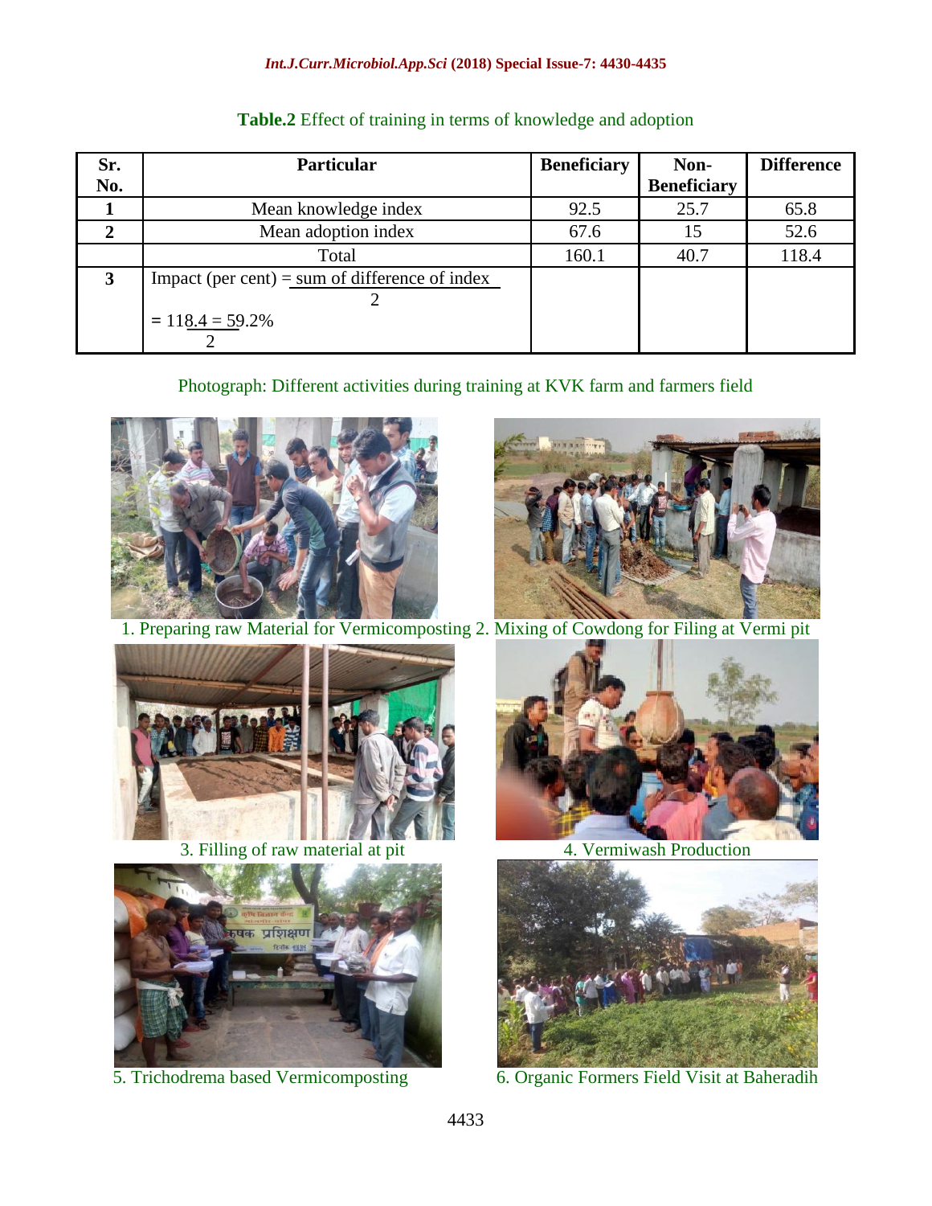**Table.2** Effect of training in terms of knowledge and adoption

| Sr. No. | Particular | Beneficiary | Non-Beneficiary | Difference |
|---|---|---|---|---|
| 1 | Mean knowledge index | 92.5 | 25.7 | 65.8 |
| 2 | Mean adoption index | 67.6 | 15 | 52.6 |
| | Total | 160.1 | 40.7 | 118.4 |
| 3 | Impact (per cent) = $\frac{\text{sum of difference of index}}{2}$ <br> $= \frac{118.4}{2} = 59.2\%$ | | | |

Photograph: Different activities during training at KVK farm and farmers field

1. Preparing raw Material for Vermicomposting
2. Mixing of Cowdong for Filing at Vermi pit
3. Filling of raw material at pit
4. Vermiwash Production
5. Trichodrema based Vermicomposting
6. Organic Formers Field Visit at Baheradih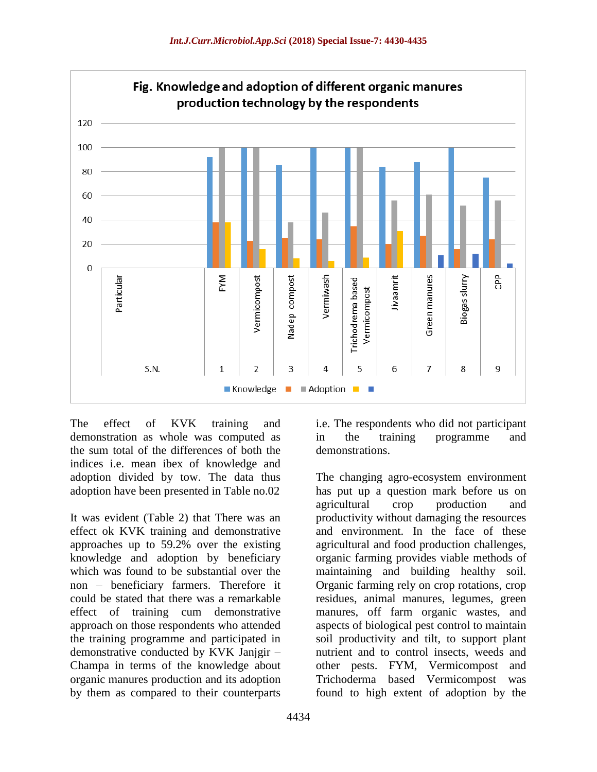**Fig. Knowledge and adoption of different organic manures production technology by the respondents**

The effect of KVK training and demonstration as whole was computed as the sum total of the differences of both the indices i.e. mean ibex of knowledge and adoption divided by tow. The data thus adoption have been presented in Table no.02

It was evident (Table 2) that There was an effect ok KVK training and demonstrative approaches up to 59.2% over the existing knowledge and adoption by beneficiary which was found to be substantial over the non – beneficiary farmers. Therefore it could be stated that there was a remarkable effect of training cum demonstrative approach on those respondents who attended the training programme and participated in demonstrative conducted by KVK Janjgir – Champa in terms of the knowledge about organic manures production and its adoption by them as compared to their counterparts i.e. The respondents who did not participant in the training programme and demonstrations.

The changing agro-ecosystem environment has put up a question mark before us on agricultural crop production and productivity without damaging the resources and environment. In the face of these agricultural and food production challenges, organic farming provides viable methods of maintaining and building healthy soil. Organic farming rely on crop rotations, crop residues, animal manures, legumes, green manures, off farm organic wastes, and aspects of biological pest control to maintain soil productivity and tilt, to support plant nutrient and to control insects, weeds and other pests. FYM, Vermicompost and Trichoderma based Vermicompost was found to high extent of adoption by the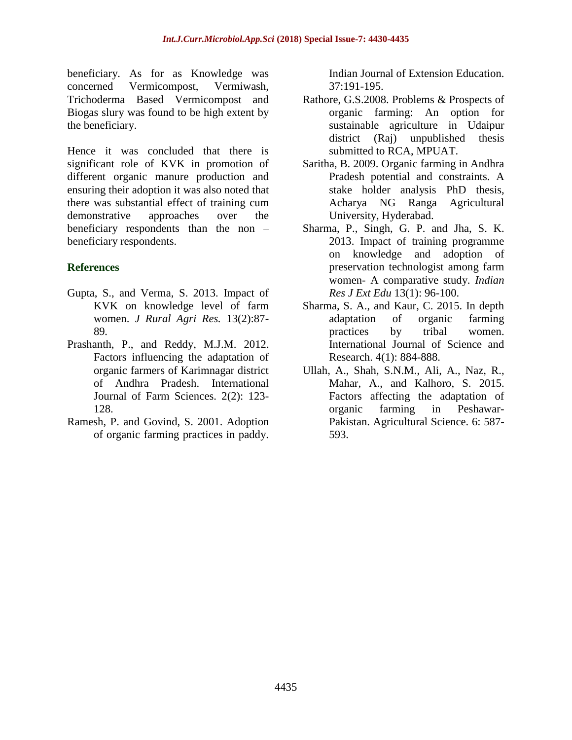beneficiary. As for as Knowledge was concerned Vermicompost, Vermiwash, Trichoderma Based Vermicompost and Biogas slury was found to be high extent by the beneficiary.

Hence it was concluded that there is significant role of KVK in promotion of different organic manure production and ensuring their adoption it was also noted that there was substantial effect of training cum demonstrative approaches over the beneficiary respondents than the non – beneficiary respondents.

## References

Gupta, S., and Verma, S. 2013. Impact of KVK on knowledge level of farm women. *J Rural Agri Res.* 13(2):87-89.

Prashanth, P., and Reddy, M.J.M. 2012. Factors influencing the adaptation of organic farmers of Karimnagar district of Andhra Pradesh. International Journal of Farm Sciences. 2(2): 123-128.

Ramesh, P. and Govind, S. 2001. Adoption of organic farming practices in paddy. Indian Journal of Extension Education. 37:191-195.

Rathore, G.S.2008. Problems & Prospects of organic farming: An option for sustainable agriculture in Udaipur district (Raj) unpublished thesis submitted to RCA, MPUAT.

Saritha, B. 2009. Organic farming in Andhra Pradesh potential and constraints. A stake holder analysis PhD thesis, Acharya NG Ranga Agricultural University, Hyderabad.

Sharma, P., Singh, G. P. and Jha, S. K. 2013. Impact of training programme on knowledge and adoption of preservation technologist among farm women- A comparative study. *Indian Res J Ext Edu* 13(1): 96-100.

Sharma, S. A., and Kaur, C. 2015. In depth adaptation of organic farming practices by tribal women. International Journal of Science and Research. 4(1): 884-888.

Ullah, A., Shah, S.N.M., Ali, A., Naz, R., Mahar, A., and Kalhoro, S. 2015. Factors affecting the adaptation of organic farming in Peshawar-Pakistan. Agricultural Science. 6: 587-593.